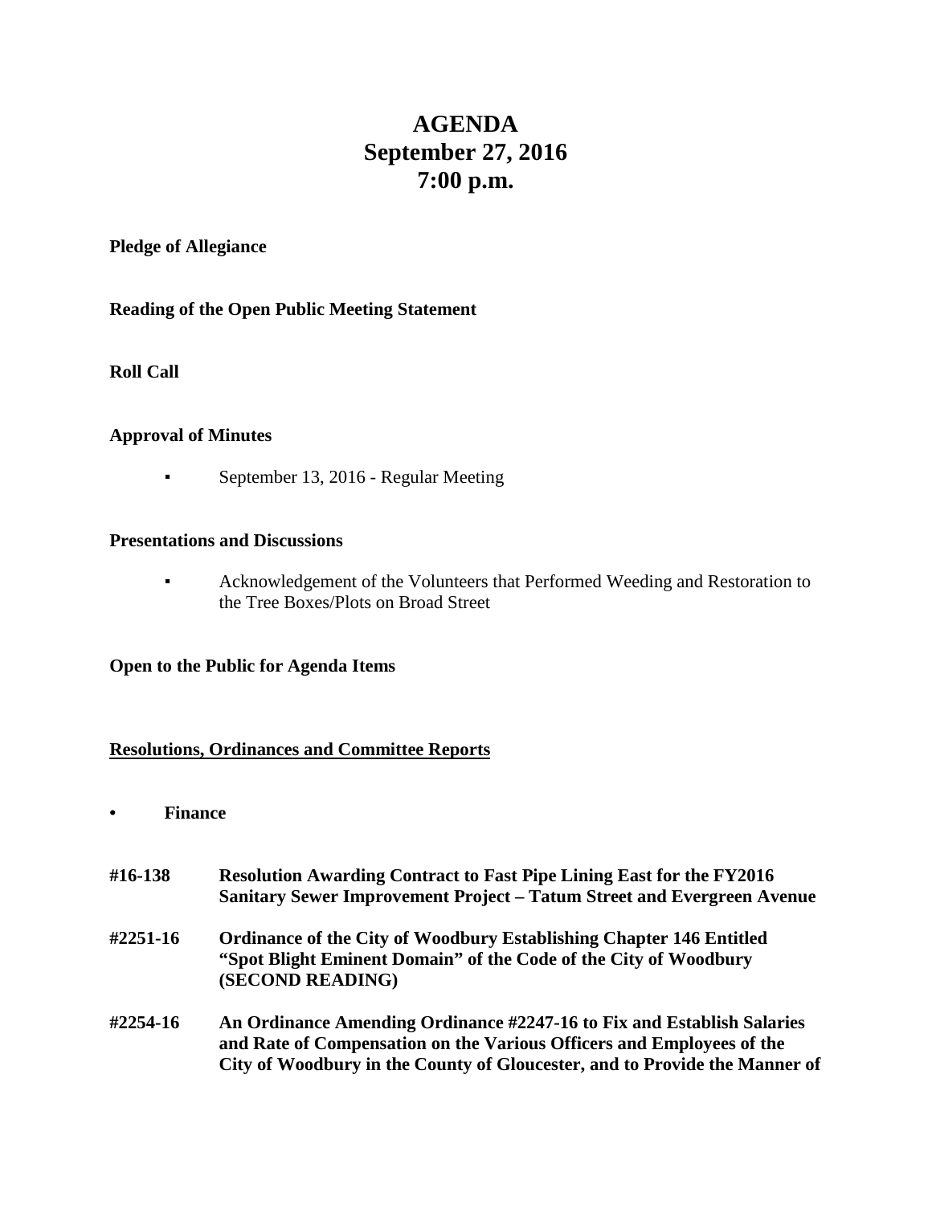# AGENDA
# September 27, 2016
# 7:00 p.m.

**Pledge of Allegiance**

**Reading of the Open Public Meeting Statement**

**Roll Call**

**Approval of Minutes**

- September 13, 2016 - Regular Meeting

**Presentations and Discussions**

- Acknowledgement of the Volunteers that Performed Weeding and Restoration to the Tree Boxes/Plots on Broad Street

**Open to the Public for Agenda Items**

**<u>Resolutions, Ordinances and Committee Reports</u>**

- **Finance**

**#16-138** **Resolution Awarding Contract to Fast Pipe Lining East for the FY2016 Sanitary Sewer Improvement Project – Tatum Street and Evergreen Avenue**

**#2251-16** **Ordinance of the City of Woodbury Establishing Chapter 146 Entitled "Spot Blight Eminent Domain" of the Code of the City of Woodbury (SECOND READING)**

**#2254-16** **An Ordinance Amending Ordinance #2247-16 to Fix and Establish Salaries and Rate of Compensation on the Various Officers and Employees of the City of Woodbury in the County of Gloucester, and to Provide the Manner of**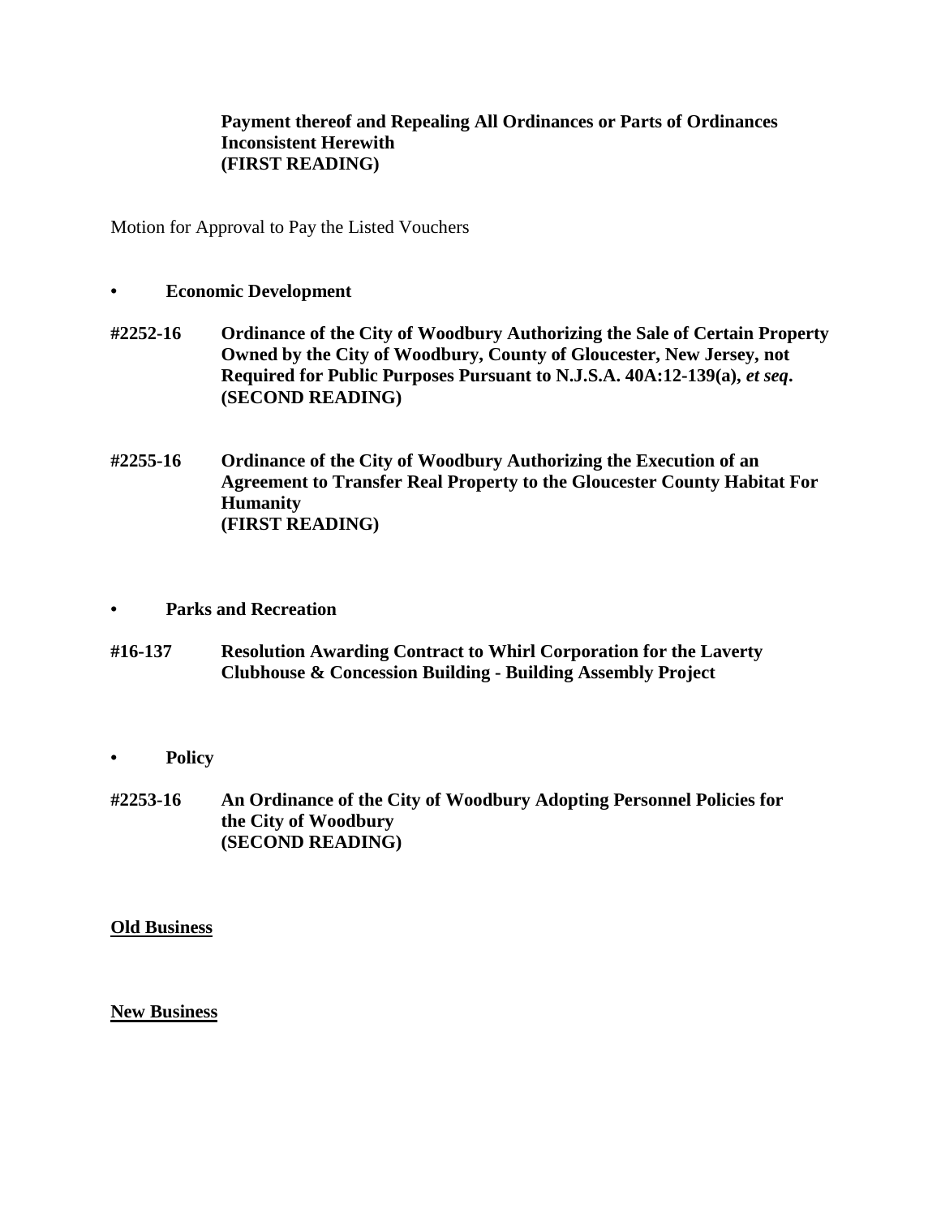**Payment thereof and Repealing All Ordinances or Parts of Ordinances Inconsistent Herewith**
**(FIRST READING)**

Motion for Approval to Pay the Listed Vouchers

- **Economic Development**

**#2252-16 Ordinance of the City of Woodbury Authorizing the Sale of Certain Property Owned by the City of Woodbury, County of Gloucester, New Jersey, not Required for Public Purposes Pursuant to N.J.S.A. 40A:12-139(a),** ***et seq*****.**
**(SECOND READING)**

**#2255-16 Ordinance of the City of Woodbury Authorizing the Execution of an Agreement to Transfer Real Property to the Gloucester County Habitat For Humanity**
**(FIRST READING)**

- **Parks and Recreation**

**#16-137 Resolution Awarding Contract to Whirl Corporation for the Laverty Clubhouse & Concession Building - Building Assembly Project**

- **Policy**

**#2253-16 An Ordinance of the City of Woodbury Adopting Personnel Policies for the City of Woodbury**
**(SECOND READING)**

**<u>Old Business</u>**

**<u>New Business</u>**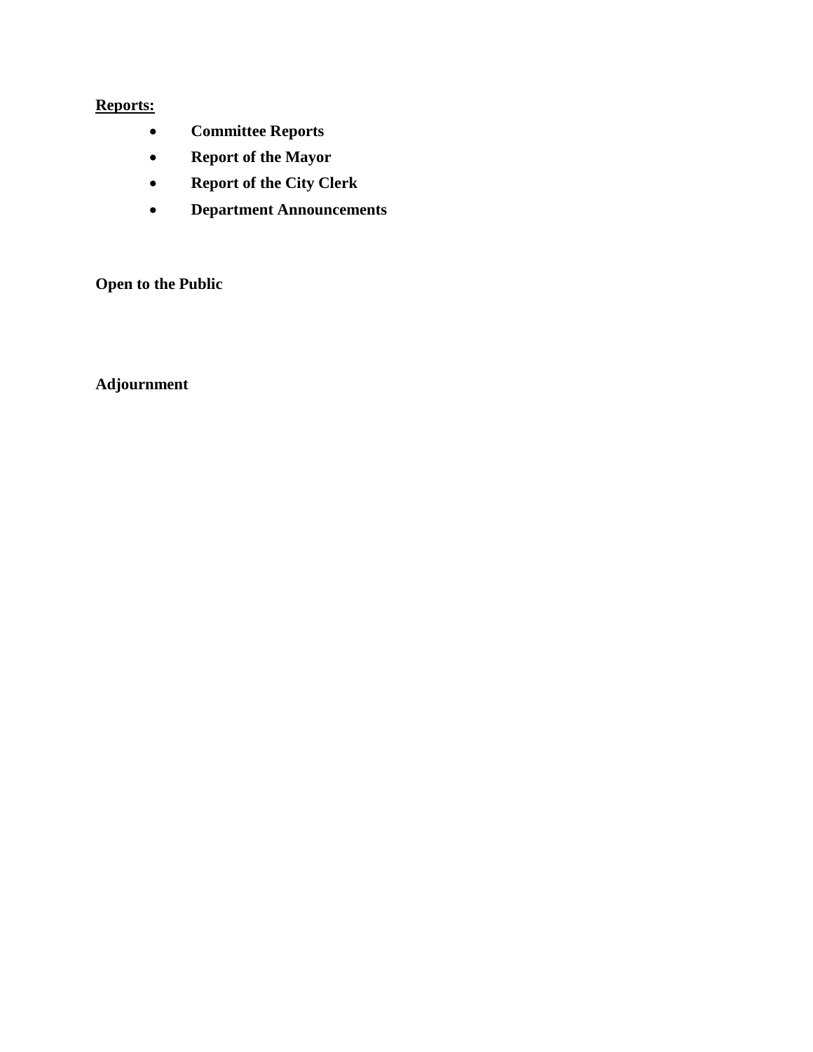**Reports:**

- **Committee Reports**
- **Report of the Mayor**
- **Report of the City Clerk**
- **Department Announcements**

**Open to the Public**

**Adjournment**